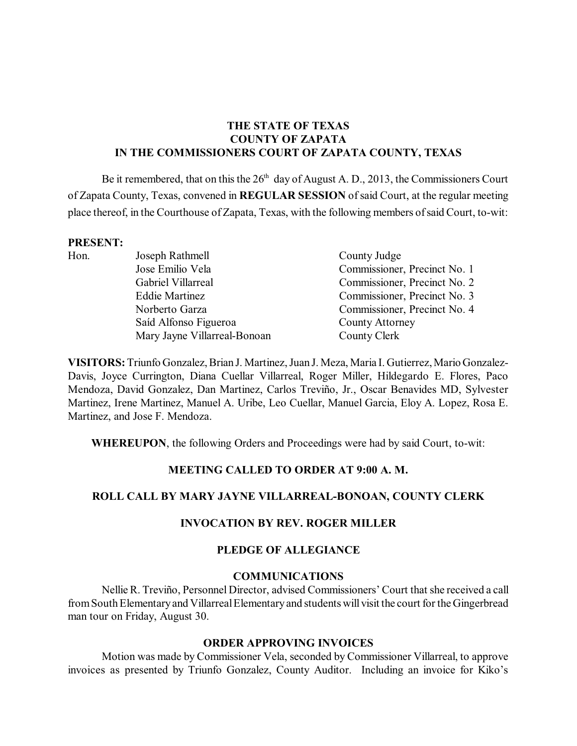**THE STATE OF TEXAS**
**COUNTY OF ZAPATA**
**IN THE COMMISSIONERS COURT OF ZAPATA COUNTY, TEXAS**

Be it remembered, that on this the 26th day of August A. D., 2013, the Commissioners Court of Zapata County, Texas, convened in **REGULAR SESSION** of said Court, at the regular meeting place thereof, in the Courthouse of Zapata, Texas, with the following members of said Court, to-wit:

**PRESENT:**

| | | |
|---|---|---|
| Hon. | Joseph Rathmell | County Judge |
| | Jose Emilio Vela | Commissioner, Precinct No. 1 |
| | Gabriel Villarreal | Commissioner, Precinct No. 2 |
| | Eddie Martinez | Commissioner, Precinct No. 3 |
| | Norberto Garza | Commissioner, Precinct No. 4 |
| | Saíd Alfonso Figueroa | County Attorney |
| | Mary Jayne Villarreal-Bonoan | County Clerk |

**VISITORS:** Triunfo Gonzalez, Brian J. Martinez, Juan J. Meza, Maria I. Gutierrez, Mario Gonzalez-Davis, Joyce Currington, Diana Cuellar Villarreal, Roger Miller, Hildegardo E. Flores, Paco Mendoza, David Gonzalez, Dan Martinez, Carlos Treviño, Jr., Oscar Benavides MD, Sylvester Martinez, Irene Martinez, Manuel A. Uribe, Leo Cuellar, Manuel Garcia, Eloy A. Lopez, Rosa E. Martinez, and Jose F. Mendoza.

**WHEREUPON**, the following Orders and Proceedings were had by said Court, to-wit:

**MEETING CALLED TO ORDER AT 9:00 A. M.**

**ROLL CALL BY MARY JAYNE VILLARREAL-BONOAN, COUNTY CLERK**

**INVOCATION BY REV. ROGER MILLER**

**PLEDGE OF ALLEGIANCE**

**COMMUNICATIONS**

Nellie R. Treviño, Personnel Director, advised Commissioners' Court that she received a call from South Elementary and Villarreal Elementary and students will visit the court for the Gingerbread man tour on Friday, August 30.

**ORDER APPROVING INVOICES**

Motion was made by Commissioner Vela, seconded by Commissioner Villarreal, to approve invoices as presented by Triunfo Gonzalez, County Auditor. Including an invoice for Kiko's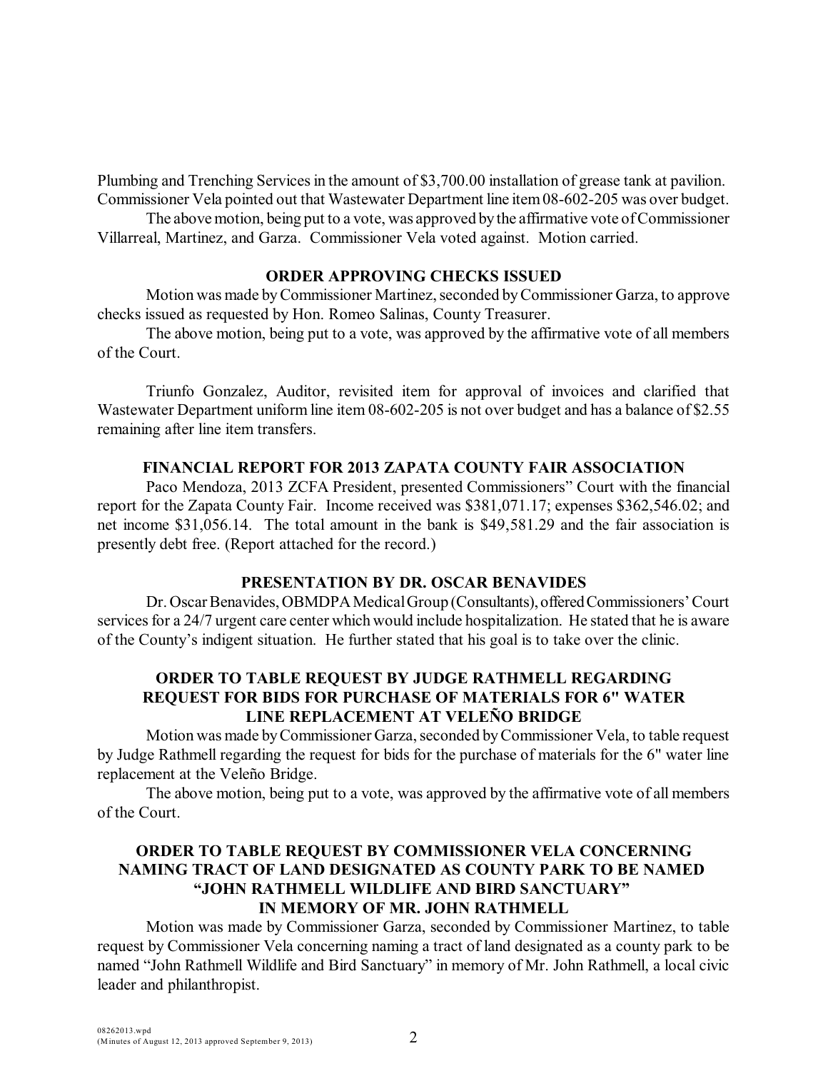Plumbing and Trenching Services in the amount of $3,700.00 installation of grease tank at pavilion. Commissioner Vela pointed out that Wastewater Department line item 08-602-205 was over budget.

The above motion, being put to a vote, was approved by the affirmative vote of Commissioner Villarreal, Martinez, and Garza. Commissioner Vela voted against. Motion carried.

## ORDER APPROVING CHECKS ISSUED

Motion was made by Commissioner Martinez, seconded by Commissioner Garza, to approve checks issued as requested by Hon. Romeo Salinas, County Treasurer.

The above motion, being put to a vote, was approved by the affirmative vote of all members of the Court.

Triunfo Gonzalez, Auditor, revisited item for approval of invoices and clarified that Wastewater Department uniform line item 08-602-205 is not over budget and has a balance of $2.55 remaining after line item transfers.

## FINANCIAL REPORT FOR 2013 ZAPATA COUNTY FAIR ASSOCIATION

Paco Mendoza, 2013 ZCFA President, presented Commissioners" Court with the financial report for the Zapata County Fair. Income received was $381,071.17; expenses $362,546.02; and net income $31,056.14. The total amount in the bank is $49,581.29 and the fair association is presently debt free. (Report attached for the record.)

## PRESENTATION BY DR. OSCAR BENAVIDES

Dr. Oscar Benavides, OBMDPA Medical Group (Consultants), offered Commissioners' Court services for a 24/7 urgent care center which would include hospitalization. He stated that he is aware of the County's indigent situation. He further stated that his goal is to take over the clinic.

## ORDER TO TABLE REQUEST BY JUDGE RATHMELL REGARDING REQUEST FOR BIDS FOR PURCHASE OF MATERIALS FOR 6" WATER LINE REPLACEMENT AT VELEÑO BRIDGE

Motion was made by Commissioner Garza, seconded by Commissioner Vela, to table request by Judge Rathmell regarding the request for bids for the purchase of materials for the 6" water line replacement at the Veleño Bridge.

The above motion, being put to a vote, was approved by the affirmative vote of all members of the Court.

## ORDER TO TABLE REQUEST BY COMMISSIONER VELA CONCERNING NAMING TRACT OF LAND DESIGNATED AS COUNTY PARK TO BE NAMED "JOHN RATHMELL WILDLIFE AND BIRD SANCTUARY" IN MEMORY OF MR. JOHN RATHMELL

Motion was made by Commissioner Garza, seconded by Commissioner Martinez, to table request by Commissioner Vela concerning naming a tract of land designated as a county park to be named "John Rathmell Wildlife and Bird Sanctuary" in memory of Mr. John Rathmell, a local civic leader and philanthropist.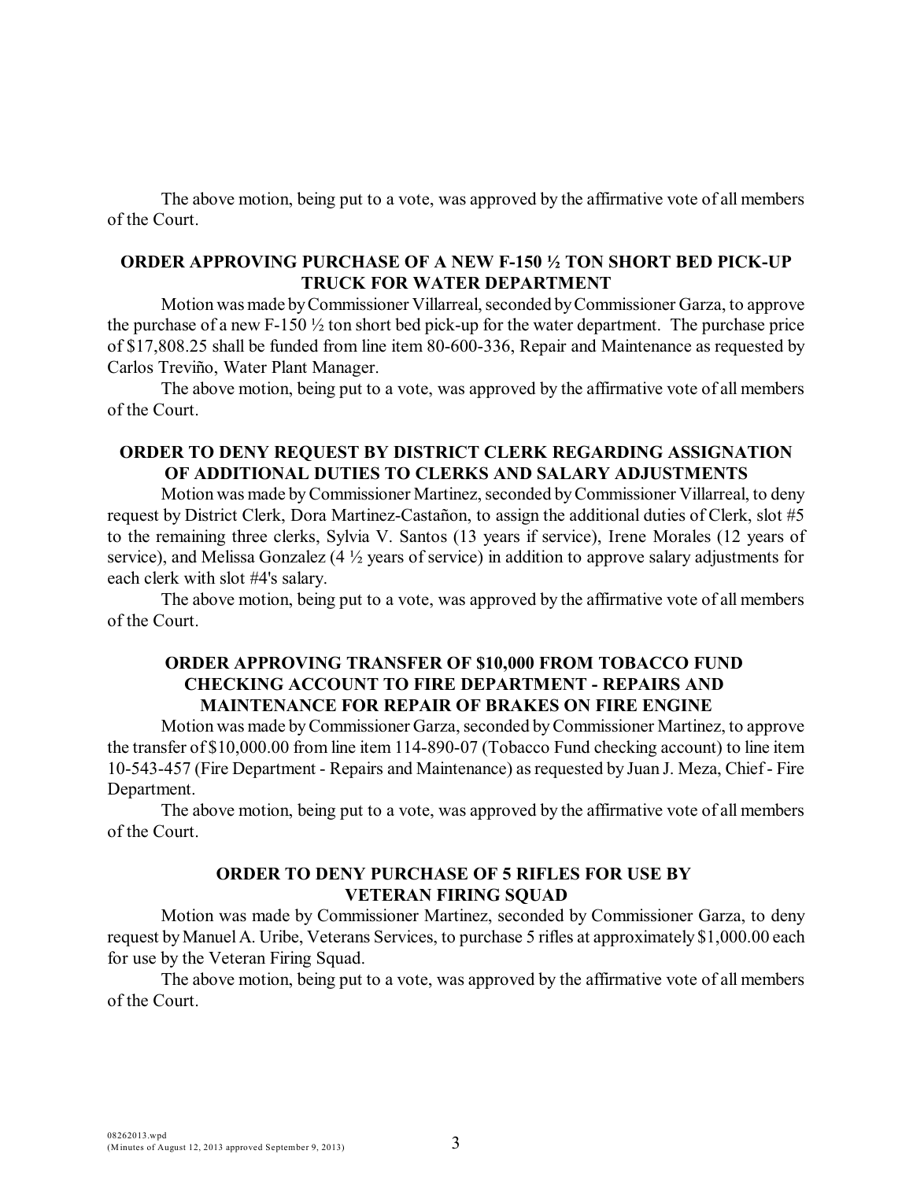The above motion, being put to a vote, was approved by the affirmative vote of all members of the Court.

**ORDER APPROVING PURCHASE OF A NEW F-150 ½ TON SHORT BED PICK-UP TRUCK FOR WATER DEPARTMENT**

Motion was made by Commissioner Villarreal, seconded by Commissioner Garza, to approve the purchase of a new F-150 ½ ton short bed pick-up for the water department. The purchase price of $17,808.25 shall be funded from line item 80-600-336, Repair and Maintenance as requested by Carlos Treviño, Water Plant Manager.

The above motion, being put to a vote, was approved by the affirmative vote of all members of the Court.

**ORDER TO DENY REQUEST BY DISTRICT CLERK REGARDING ASSIGNATION OF ADDITIONAL DUTIES TO CLERKS AND SALARY ADJUSTMENTS**

Motion was made by Commissioner Martinez, seconded by Commissioner Villarreal, to deny request by District Clerk, Dora Martinez-Castañon, to assign the additional duties of Clerk, slot #5 to the remaining three clerks, Sylvia V. Santos (13 years if service), Irene Morales (12 years of service), and Melissa Gonzalez (4 ½ years of service) in addition to approve salary adjustments for each clerk with slot #4's salary.

The above motion, being put to a vote, was approved by the affirmative vote of all members of the Court.

**ORDER APPROVING TRANSFER OF $10,000 FROM TOBACCO FUND CHECKING ACCOUNT TO FIRE DEPARTMENT - REPAIRS AND MAINTENANCE FOR REPAIR OF BRAKES ON FIRE ENGINE**

Motion was made by Commissioner Garza, seconded by Commissioner Martinez, to approve the transfer of $10,000.00 from line item 114-890-07 (Tobacco Fund checking account) to line item 10-543-457 (Fire Department - Repairs and Maintenance) as requested by Juan J. Meza, Chief - Fire Department.

The above motion, being put to a vote, was approved by the affirmative vote of all members of the Court.

**ORDER TO DENY PURCHASE OF 5 RIFLES FOR USE BY VETERAN FIRING SQUAD**

Motion was made by Commissioner Martinez, seconded by Commissioner Garza, to deny request by Manuel A. Uribe, Veterans Services, to purchase 5 rifles at approximately $1,000.00 each for use by the Veteran Firing Squad.

The above motion, being put to a vote, was approved by the affirmative vote of all members of the Court.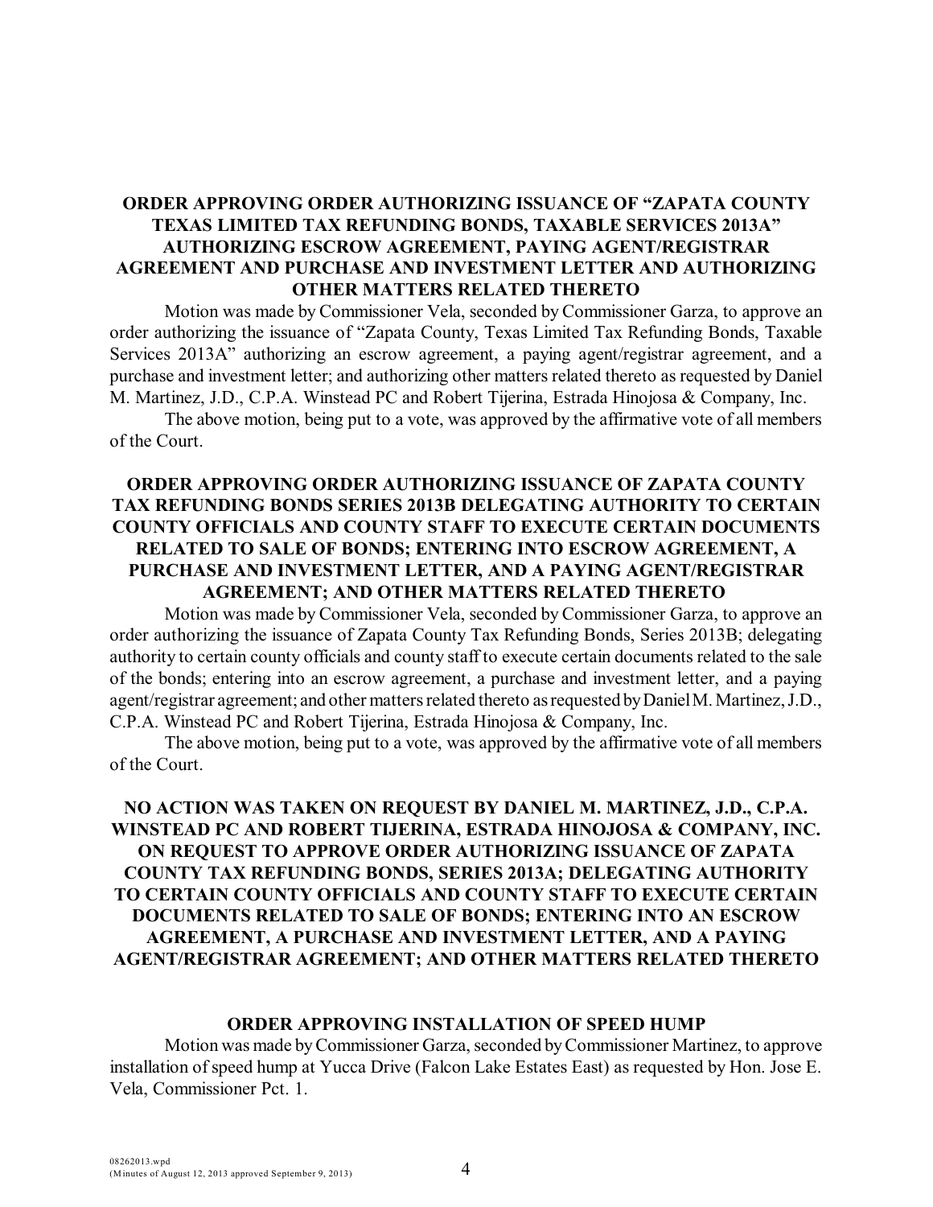**ORDER APPROVING ORDER AUTHORIZING ISSUANCE OF "ZAPATA COUNTY TEXAS LIMITED TAX REFUNDING BONDS, TAXABLE SERVICES 2013A" AUTHORIZING ESCROW AGREEMENT, PAYING AGENT/REGISTRAR AGREEMENT AND PURCHASE AND INVESTMENT LETTER AND AUTHORIZING OTHER MATTERS RELATED THERETO**

Motion was made by Commissioner Vela, seconded by Commissioner Garza, to approve an order authorizing the issuance of "Zapata County, Texas Limited Tax Refunding Bonds, Taxable Services 2013A" authorizing an escrow agreement, a paying agent/registrar agreement, and a purchase and investment letter; and authorizing other matters related thereto as requested by Daniel M. Martinez, J.D., C.P.A. Winstead PC and Robert Tijerina, Estrada Hinojosa & Company, Inc.

The above motion, being put to a vote, was approved by the affirmative vote of all members of the Court.

**ORDER APPROVING ORDER AUTHORIZING ISSUANCE OF ZAPATA COUNTY TAX REFUNDING BONDS SERIES 2013B DELEGATING AUTHORITY TO CERTAIN COUNTY OFFICIALS AND COUNTY STAFF TO EXECUTE CERTAIN DOCUMENTS RELATED TO SALE OF BONDS; ENTERING INTO ESCROW AGREEMENT, A PURCHASE AND INVESTMENT LETTER, AND A PAYING AGENT/REGISTRAR AGREEMENT; AND OTHER MATTERS RELATED THERETO**

Motion was made by Commissioner Vela, seconded by Commissioner Garza, to approve an order authorizing the issuance of Zapata County Tax Refunding Bonds, Series 2013B; delegating authority to certain county officials and county staff to execute certain documents related to the sale of the bonds; entering into an escrow agreement, a purchase and investment letter, and a paying agent/registrar agreement; and other matters related thereto as requested by Daniel M. Martinez, J.D., C.P.A. Winstead PC and Robert Tijerina, Estrada Hinojosa & Company, Inc.

The above motion, being put to a vote, was approved by the affirmative vote of all members of the Court.

**NO ACTION WAS TAKEN ON REQUEST BY DANIEL M. MARTINEZ, J.D., C.P.A. WINSTEAD PC AND ROBERT TIJERINA, ESTRADA HINOJOSA & COMPANY, INC. ON REQUEST TO APPROVE ORDER AUTHORIZING ISSUANCE OF ZAPATA COUNTY TAX REFUNDING BONDS, SERIES 2013A; DELEGATING AUTHORITY TO CERTAIN COUNTY OFFICIALS AND COUNTY STAFF TO EXECUTE CERTAIN DOCUMENTS RELATED TO SALE OF BONDS; ENTERING INTO AN ESCROW AGREEMENT, A PURCHASE AND INVESTMENT LETTER, AND A PAYING AGENT/REGISTRAR AGREEMENT; AND OTHER MATTERS RELATED THERETO**

**ORDER APPROVING INSTALLATION OF SPEED HUMP**

Motion was made by Commissioner Garza, seconded by Commissioner Martinez, to approve installation of speed hump at Yucca Drive (Falcon Lake Estates East) as requested by Hon. Jose E. Vela, Commissioner Pct. 1.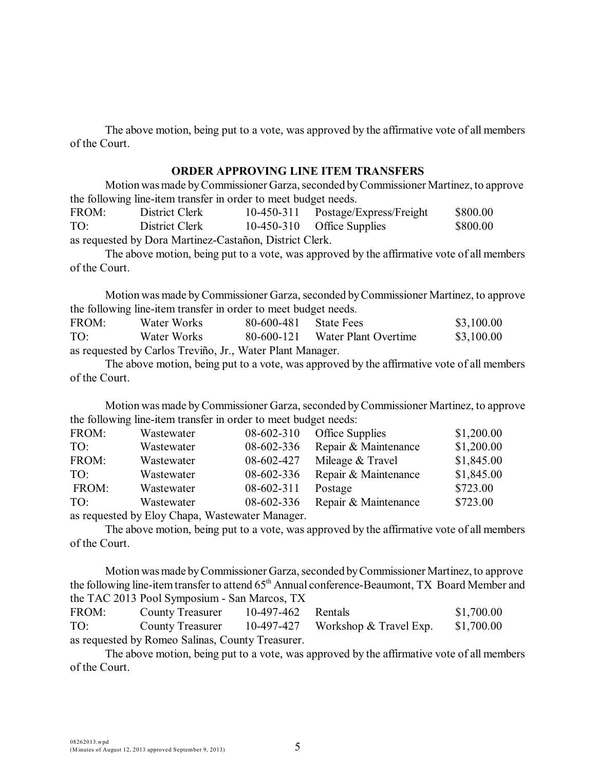The above motion, being put to a vote, was approved by the affirmative vote of all members of the Court.

## ORDER APPROVING LINE ITEM TRANSFERS

Motion was made by Commissioner Garza, seconded by Commissioner Martinez, to approve the following line-item transfer in order to meet budget needs.

| | | | | |
|---|---|---|---|---|
| FROM: | District Clerk | 10-450-311 | Postage/Express/Freight | \$800.00 |
| TO: | District Clerk | 10-450-310 | Office Supplies | \$800.00 |

as requested by Dora Martinez-Castañon, District Clerk.

The above motion, being put to a vote, was approved by the affirmative vote of all members of the Court.

Motion was made by Commissioner Garza, seconded by Commissioner Martinez, to approve the following line-item transfer in order to meet budget needs.

| | | | | |
|---|---|---|---|---|
| FROM: | Water Works | 80-600-481 | State Fees | \$3,100.00 |
| TO: | Water Works | 80-600-121 | Water Plant Overtime | \$3,100.00 |

as requested by Carlos Treviño, Jr., Water Plant Manager.

The above motion, being put to a vote, was approved by the affirmative vote of all members of the Court.

Motion was made by Commissioner Garza, seconded by Commissioner Martinez, to approve the following line-item transfer in order to meet budget needs:

| | | | | |
|---|---|---|---|---|
| FROM: | Wastewater | 08-602-310 | Office Supplies | \$1,200.00 |
| TO: | Wastewater | 08-602-336 | Repair & Maintenance | \$1,200.00 |
| FROM: | Wastewater | 08-602-427 | Mileage & Travel | \$1,845.00 |
| TO: | Wastewater | 08-602-336 | Repair & Maintenance | \$1,845.00 |
| FROM: | Wastewater | 08-602-311 | Postage | \$723.00 |
| TO: | Wastewater | 08-602-336 | Repair & Maintenance | \$723.00 |

as requested by Eloy Chapa, Wastewater Manager.

The above motion, being put to a vote, was approved by the affirmative vote of all members of the Court.

Motion was made by Commissioner Garza, seconded by Commissioner Martinez, to approve the following line-item transfer to attend 65th Annual conference-Beaumont, TX Board Member and the TAC 2013 Pool Symposium - San Marcos, TX

| | | | | |
|---|---|---|---|---|
| FROM: | County Treasurer | 10-497-462 | Rentals | \$1,700.00 |
| TO: | County Treasurer | 10-497-427 | Workshop & Travel Exp. | \$1,700.00 |

as requested by Romeo Salinas, County Treasurer.

The above motion, being put to a vote, was approved by the affirmative vote of all members of the Court.

08262013.wpd
(Minutes of August 12, 2013 approved September 9, 2013)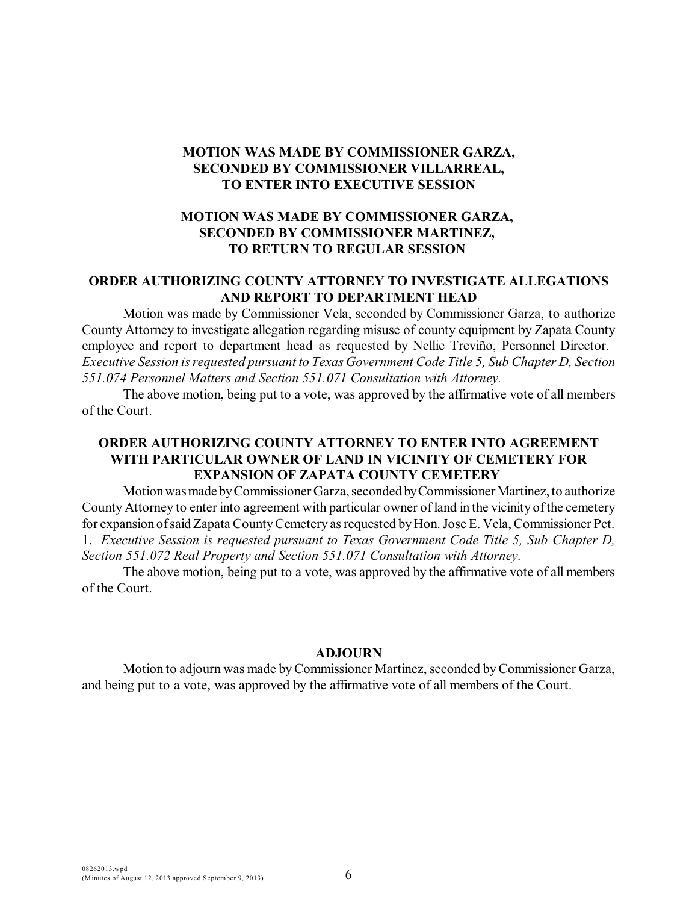**MOTION WAS MADE BY COMMISSIONER GARZA,
SECONDED BY COMMISSIONER VILLARREAL,
TO ENTER INTO EXECUTIVE SESSION**

**MOTION WAS MADE BY COMMISSIONER GARZA,
SECONDED BY COMMISSIONER MARTINEZ,
TO RETURN TO REGULAR SESSION**

**ORDER AUTHORIZING COUNTY ATTORNEY TO INVESTIGATE ALLEGATIONS AND REPORT TO DEPARTMENT HEAD**

Motion was made by Commissioner Vela, seconded by Commissioner Garza, to authorize County Attorney to investigate allegation regarding misuse of county equipment by Zapata County employee and report to department head as requested by Nellie Treviño, Personnel Director. *Executive Session is requested pursuant to Texas Government Code Title 5, Sub Chapter D, Section 551.074 Personnel Matters and Section 551.071 Consultation with Attorney.*

The above motion, being put to a vote, was approved by the affirmative vote of all members of the Court.

**ORDER AUTHORIZING COUNTY ATTORNEY TO ENTER INTO AGREEMENT WITH PARTICULAR OWNER OF LAND IN VICINITY OF CEMETERY FOR EXPANSION OF ZAPATA COUNTY CEMETERY**

Motion was made by Commissioner Garza, seconded by Commissioner Martinez, to authorize County Attorney to enter into agreement with particular owner of land in the vicinity of the cemetery for expansion of said Zapata County Cemetery as requested by Hon. Jose E. Vela, Commissioner Pct. 1. *Executive Session is requested pursuant to Texas Government Code Title 5, Sub Chapter D, Section 551.072 Real Property and Section 551.071 Consultation with Attorney.*

The above motion, being put to a vote, was approved by the affirmative vote of all members of the Court.

**ADJOURN**

Motion to adjourn was made by Commissioner Martinez, seconded by Commissioner Garza, and being put to a vote, was approved by the affirmative vote of all members of the Court.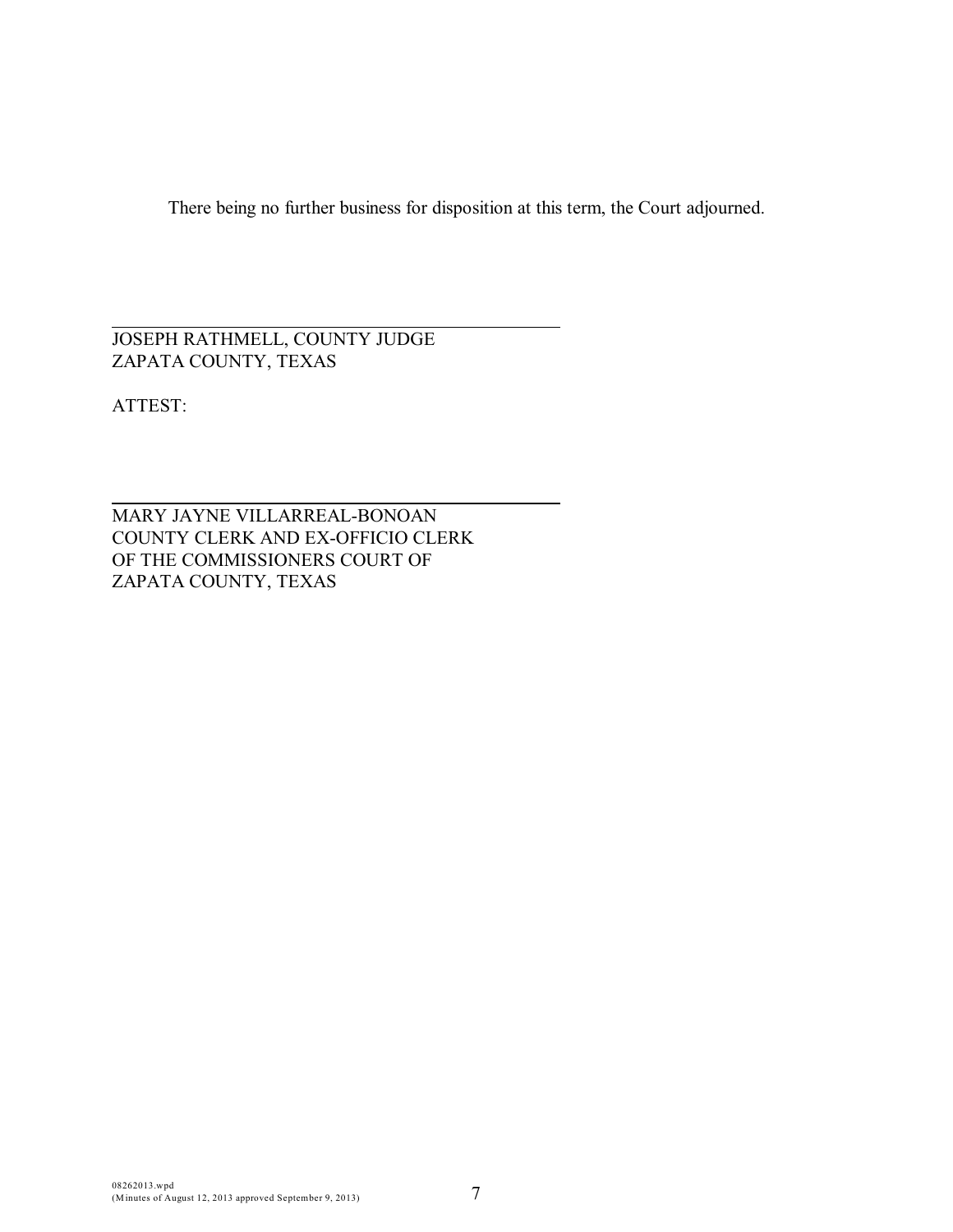There being no further business for disposition at this term, the Court adjourned.

\_\_\_\_\_\_\_\_\_\_\_\_\_\_\_\_\_\_\_\_\_\_\_\_\_\_\_\_\_\_\_\_\_\_\_\_\_\_\_\_

JOSEPH RATHMELL, COUNTY JUDGE
ZAPATA COUNTY, TEXAS

ATTEST:

\_\_\_\_\_\_\_\_\_\_\_\_\_\_\_\_\_\_\_\_\_\_\_\_\_\_\_\_\_\_\_\_\_\_\_\_\_\_\_\_

MARY JAYNE VILLARREAL-BONOAN
COUNTY CLERK AND EX-OFFICIO CLERK
OF THE COMMISSIONERS COURT OF
ZAPATA COUNTY, TEXAS

08262013.wpd
(Minutes of August 12, 2013 approved September 9, 2013)